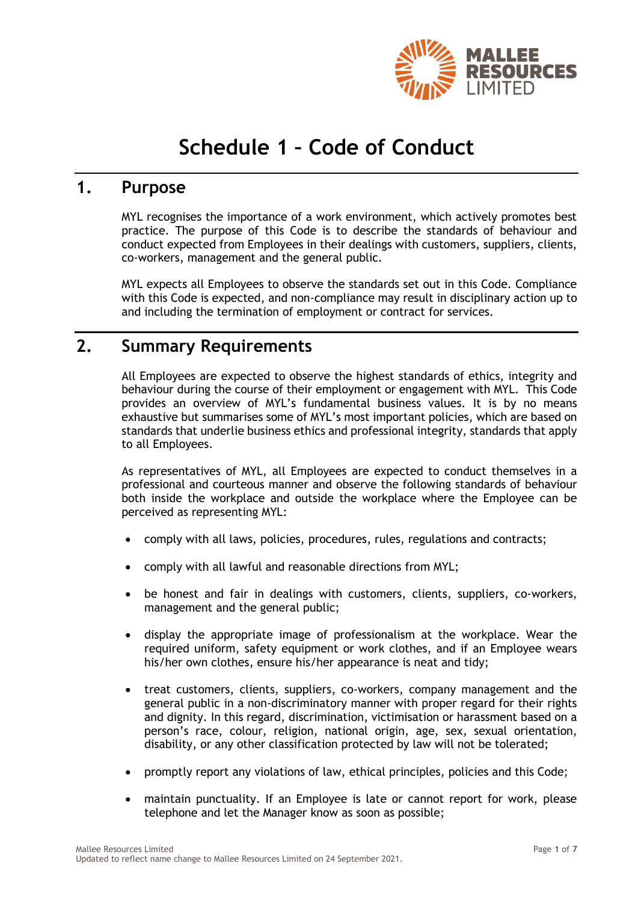# Schedule 1 – Code of Conduct

## 1. Purpose

MYL recognises the importance of a work environment, which actively promotes best practice. The purpose of this Code is to describe the standards of behaviour and conduct expected from Employees in their dealings with customers, suppliers, clients, co-workers, management and the general public.

MYL expects all Employees to observe the standards set out in this Code. Compliance with this Code is expected, and non-compliance may result in disciplinary action up to and including the termination of employment or contract for services.

## 2. Summary Requirements

All Employees are expected to observe the highest standards of ethics, integrity and behaviour during the course of their employment or engagement with MYL. This Code provides an overview of MYL's fundamental business values. It is by no means exhaustive but summarises some of MYL's most important policies, which are based on standards that underlie business ethics and professional integrity, standards that apply to all Employees.

As representatives of MYL, all Employees are expected to conduct themselves in a professional and courteous manner and observe the following standards of behaviour both inside the workplace and outside the workplace where the Employee can be perceived as representing MYL:

- comply with all laws, policies, procedures, rules, regulations and contracts;
- comply with all lawful and reasonable directions from MYL;
- be honest and fair in dealings with customers, clients, suppliers, co-workers, management and the general public;
- display the appropriate image of professionalism at the workplace. Wear the required uniform, safety equipment or work clothes, and if an Employee wears his/her own clothes, ensure his/her appearance is neat and tidy;
- treat customers, clients, suppliers, co-workers, company management and the general public in a non-discriminatory manner with proper regard for their rights and dignity. In this regard, discrimination, victimisation or harassment based on a person's race, colour, religion, national origin, age, sex, sexual orientation, disability, or any other classification protected by law will not be tolerated;
- promptly report any violations of law, ethical principles, policies and this Code;
- maintain punctuality. If an Employee is late or cannot report for work, please telephone and let the Manager know as soon as possible;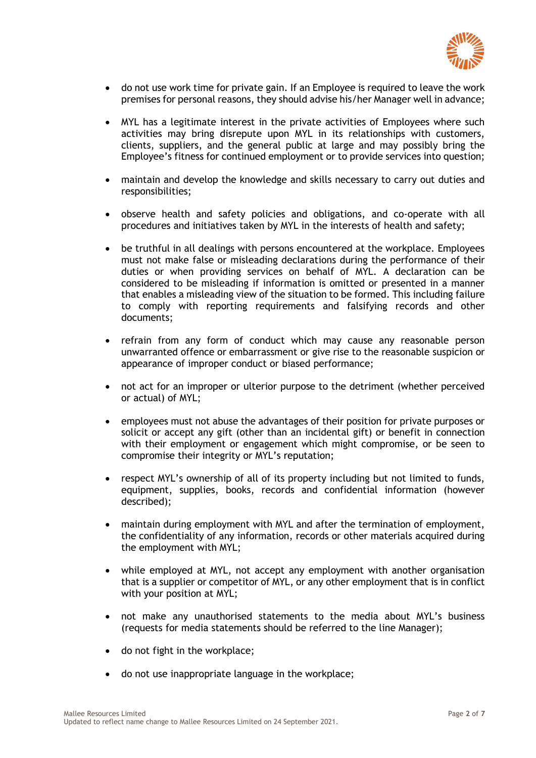- do not use work time for private gain. If an Employee is required to leave the work premises for personal reasons, they should advise his/her Manager well in advance;

- MYL has a legitimate interest in the private activities of Employees where such activities may bring disrepute upon MYL in its relationships with customers, clients, suppliers, and the general public at large and may possibly bring the Employee's fitness for continued employment or to provide services into question;

- maintain and develop the knowledge and skills necessary to carry out duties and responsibilities;

- observe health and safety policies and obligations, and co-operate with all procedures and initiatives taken by MYL in the interests of health and safety;

- be truthful in all dealings with persons encountered at the workplace. Employees must not make false or misleading declarations during the performance of their duties or when providing services on behalf of MYL. A declaration can be considered to be misleading if information is omitted or presented in a manner that enables a misleading view of the situation to be formed. This including failure to comply with reporting requirements and falsifying records and other documents;

- refrain from any form of conduct which may cause any reasonable person unwarranted offence or embarrassment or give rise to the reasonable suspicion or appearance of improper conduct or biased performance;

- not act for an improper or ulterior purpose to the detriment (whether perceived or actual) of MYL;

- employees must not abuse the advantages of their position for private purposes or solicit or accept any gift (other than an incidental gift) or benefit in connection with their employment or engagement which might compromise, or be seen to compromise their integrity or MYL's reputation;

- respect MYL's ownership of all of its property including but not limited to funds, equipment, supplies, books, records and confidential information (however described);

- maintain during employment with MYL and after the termination of employment, the confidentiality of any information, records or other materials acquired during the employment with MYL;

- while employed at MYL, not accept any employment with another organisation that is a supplier or competitor of MYL, or any other employment that is in conflict with your position at MYL;

- not make any unauthorised statements to the media about MYL's business (requests for media statements should be referred to the line Manager);

- do not fight in the workplace;

- do not use inappropriate language in the workplace;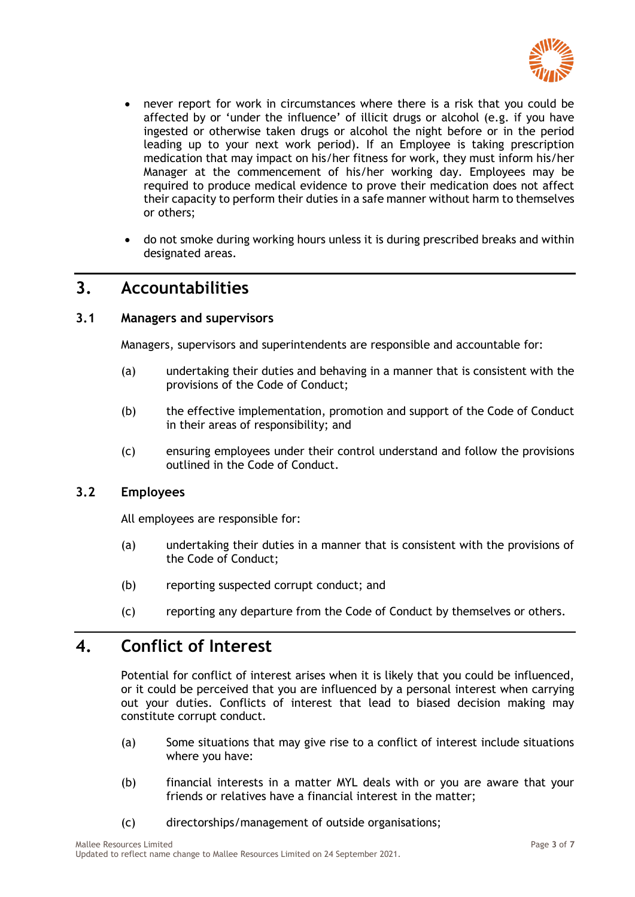- never report for work in circumstances where there is a risk that you could be affected by or 'under the influence' of illicit drugs or alcohol (e.g. if you have ingested or otherwise taken drugs or alcohol the night before or in the period leading up to your next work period). If an Employee is taking prescription medication that may impact on his/her fitness for work, they must inform his/her Manager at the commencement of his/her working day. Employees may be required to produce medical evidence to prove their medication does not affect their capacity to perform their duties in a safe manner without harm to themselves or others;

- do not smoke during working hours unless it is during prescribed breaks and within designated areas.

# 3. Accountabilities

## 3.1 Managers and supervisors

Managers, supervisors and superintendents are responsible and accountable for:

(a) undertaking their duties and behaving in a manner that is consistent with the provisions of the Code of Conduct;

(b) the effective implementation, promotion and support of the Code of Conduct in their areas of responsibility; and

(c) ensuring employees under their control understand and follow the provisions outlined in the Code of Conduct.

## 3.2 Employees

All employees are responsible for:

(a) undertaking their duties in a manner that is consistent with the provisions of the Code of Conduct;

(b) reporting suspected corrupt conduct; and

(c) reporting any departure from the Code of Conduct by themselves or others.

# 4. Conflict of Interest

Potential for conflict of interest arises when it is likely that you could be influenced, or it could be perceived that you are influenced by a personal interest when carrying out your duties. Conflicts of interest that lead to biased decision making may constitute corrupt conduct.

(a) Some situations that may give rise to a conflict of interest include situations where you have:

(b) financial interests in a matter MYL deals with or you are aware that your friends or relatives have a financial interest in the matter;

(c) directorships/management of outside organisations;

Mallee Resources Limited
Updated to reflect name change to Mallee Resources Limited on 24 September 2021.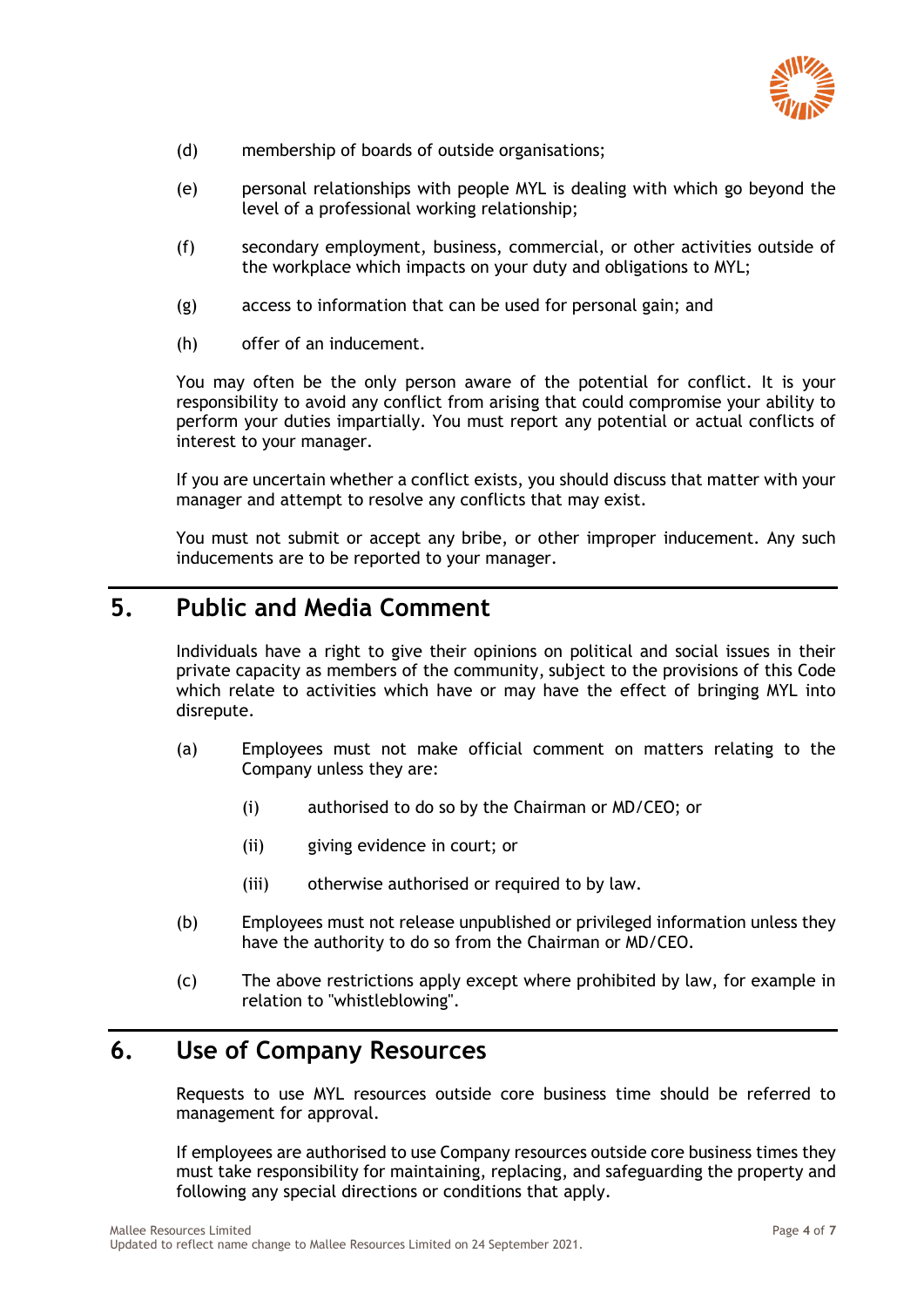(d) membership of boards of outside organisations;

(e) personal relationships with people MYL is dealing with which go beyond the level of a professional working relationship;

(f) secondary employment, business, commercial, or other activities outside of the workplace which impacts on your duty and obligations to MYL;

(g) access to information that can be used for personal gain; and

(h) offer of an inducement.

You may often be the only person aware of the potential for conflict. It is your responsibility to avoid any conflict from arising that could compromise your ability to perform your duties impartially. You must report any potential or actual conflicts of interest to your manager.

If you are uncertain whether a conflict exists, you should discuss that matter with your manager and attempt to resolve any conflicts that may exist.

You must not submit or accept any bribe, or other improper inducement. Any such inducements are to be reported to your manager.

## 5. Public and Media Comment

Individuals have a right to give their opinions on political and social issues in their private capacity as members of the community, subject to the provisions of this Code which relate to activities which have or may have the effect of bringing MYL into disrepute.

(a) Employees must not make official comment on matters relating to the Company unless they are:

    (i) authorised to do so by the Chairman or MD/CEO; or

    (ii) giving evidence in court; or

    (iii) otherwise authorised or required to by law.

(b) Employees must not release unpublished or privileged information unless they have the authority to do so from the Chairman or MD/CEO.

(c) The above restrictions apply except where prohibited by law, for example in relation to "whistleblowing".

## 6. Use of Company Resources

Requests to use MYL resources outside core business time should be referred to management for approval.

If employees are authorised to use Company resources outside core business times they must take responsibility for maintaining, replacing, and safeguarding the property and following any special directions or conditions that apply.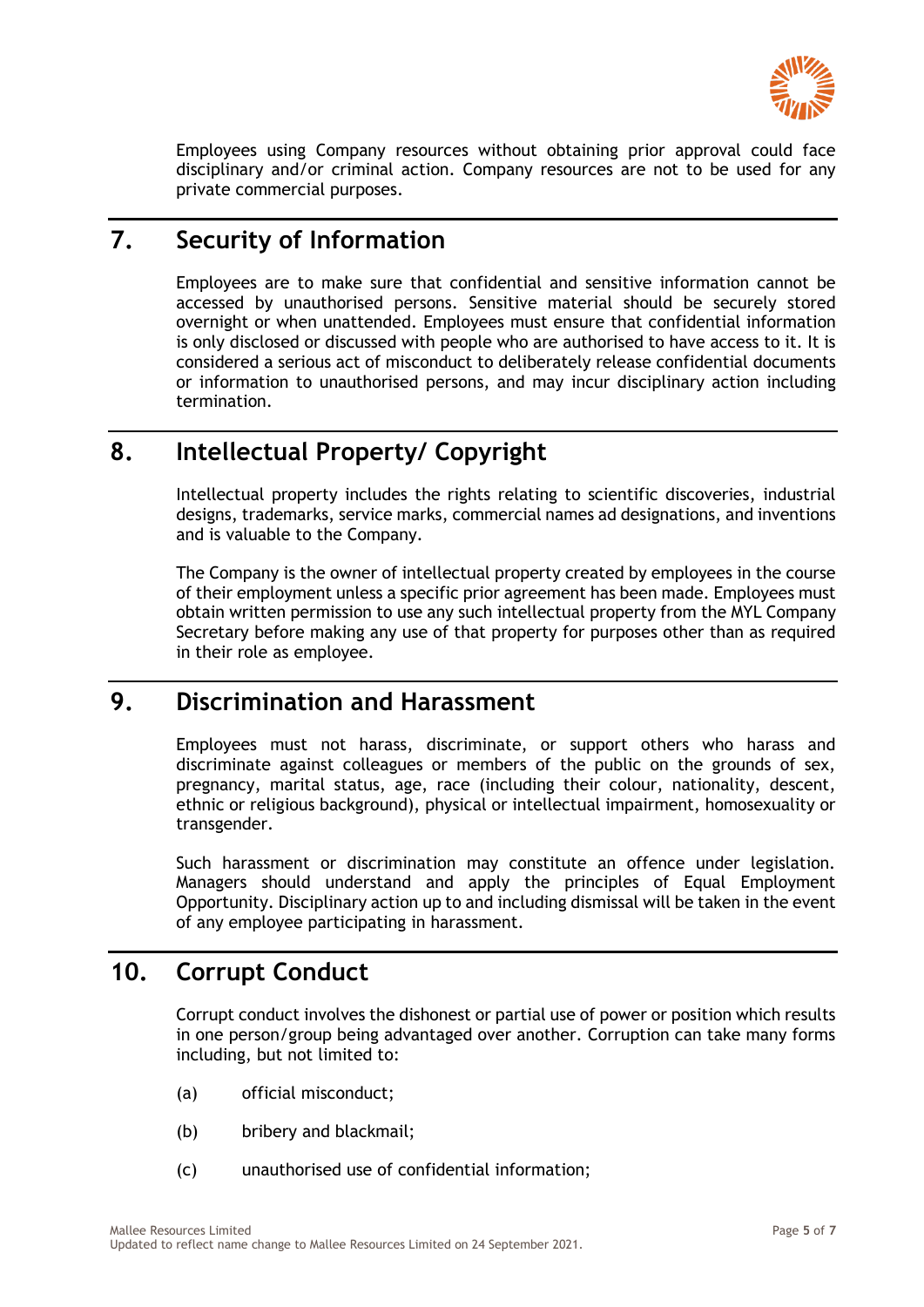Employees using Company resources without obtaining prior approval could face disciplinary and/or criminal action. Company resources are not to be used for any private commercial purposes.

## 7. Security of Information

Employees are to make sure that confidential and sensitive information cannot be accessed by unauthorised persons. Sensitive material should be securely stored overnight or when unattended. Employees must ensure that confidential information is only disclosed or discussed with people who are authorised to have access to it. It is considered a serious act of misconduct to deliberately release confidential documents or information to unauthorised persons, and may incur disciplinary action including termination.

## 8. Intellectual Property/ Copyright

Intellectual property includes the rights relating to scientific discoveries, industrial designs, trademarks, service marks, commercial names ad designations, and inventions and is valuable to the Company.

The Company is the owner of intellectual property created by employees in the course of their employment unless a specific prior agreement has been made. Employees must obtain written permission to use any such intellectual property from the MYL Company Secretary before making any use of that property for purposes other than as required in their role as employee.

## 9. Discrimination and Harassment

Employees must not harass, discriminate, or support others who harass and discriminate against colleagues or members of the public on the grounds of sex, pregnancy, marital status, age, race (including their colour, nationality, descent, ethnic or religious background), physical or intellectual impairment, homosexuality or transgender.

Such harassment or discrimination may constitute an offence under legislation. Managers should understand and apply the principles of Equal Employment Opportunity. Disciplinary action up to and including dismissal will be taken in the event of any employee participating in harassment.

## 10. Corrupt Conduct

Corrupt conduct involves the dishonest or partial use of power or position which results in one person/group being advantaged over another. Corruption can take many forms including, but not limited to:

(a) official misconduct;

(b) bribery and blackmail;

(c) unauthorised use of confidential information;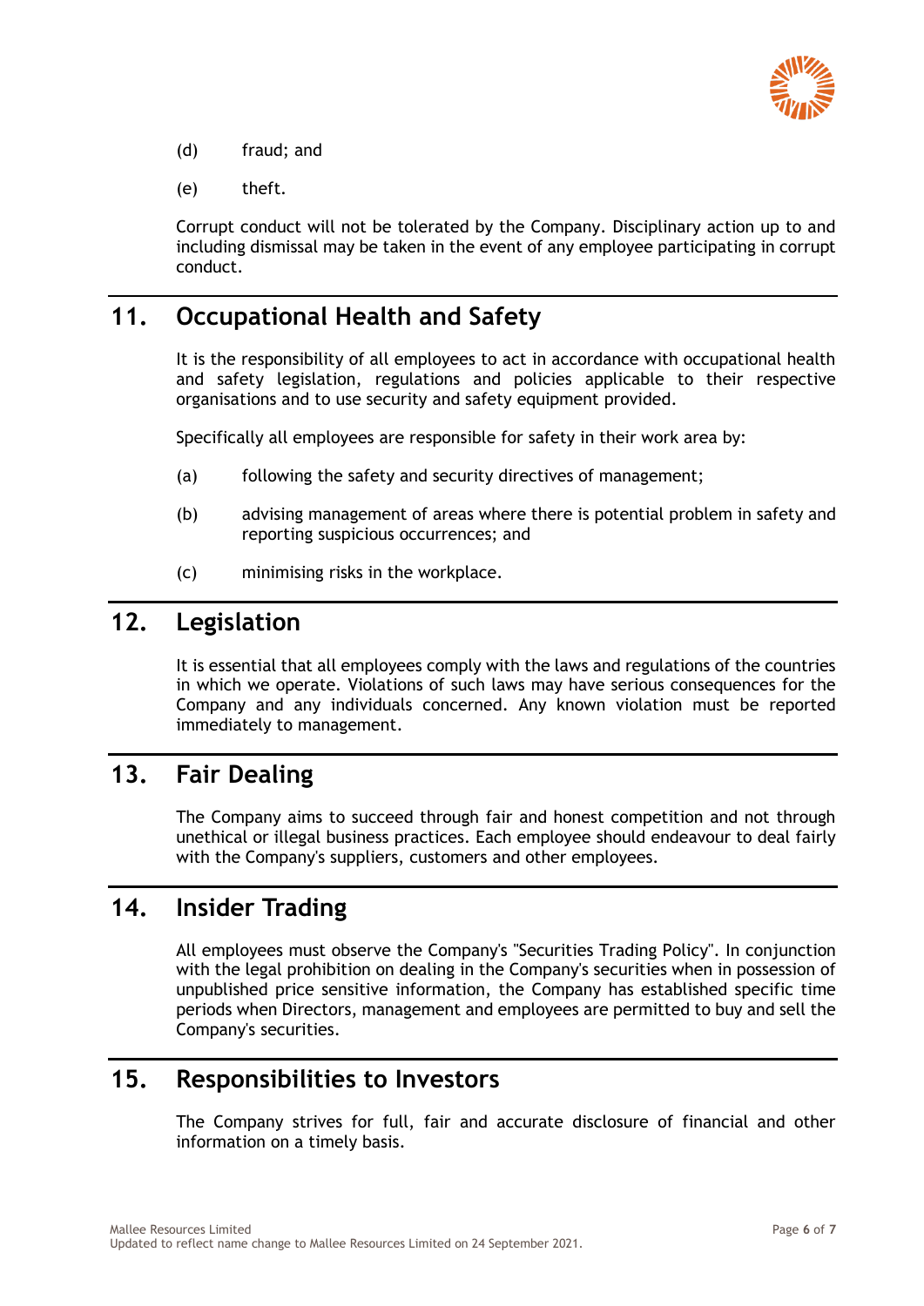(d) fraud; and

(e) theft.

Corrupt conduct will not be tolerated by the Company. Disciplinary action up to and including dismissal may be taken in the event of any employee participating in corrupt conduct.

## 11. Occupational Health and Safety

It is the responsibility of all employees to act in accordance with occupational health and safety legislation, regulations and policies applicable to their respective organisations and to use security and safety equipment provided.

Specifically all employees are responsible for safety in their work area by:

(a) following the safety and security directives of management;

(b) advising management of areas where there is potential problem in safety and reporting suspicious occurrences; and

(c) minimising risks in the workplace.

## 12. Legislation

It is essential that all employees comply with the laws and regulations of the countries in which we operate. Violations of such laws may have serious consequences for the Company and any individuals concerned. Any known violation must be reported immediately to management.

## 13. Fair Dealing

The Company aims to succeed through fair and honest competition and not through unethical or illegal business practices. Each employee should endeavour to deal fairly with the Company's suppliers, customers and other employees.

## 14. Insider Trading

All employees must observe the Company's "Securities Trading Policy". In conjunction with the legal prohibition on dealing in the Company's securities when in possession of unpublished price sensitive information, the Company has established specific time periods when Directors, management and employees are permitted to buy and sell the Company's securities.

## 15. Responsibilities to Investors

The Company strives for full, fair and accurate disclosure of financial and other information on a timely basis.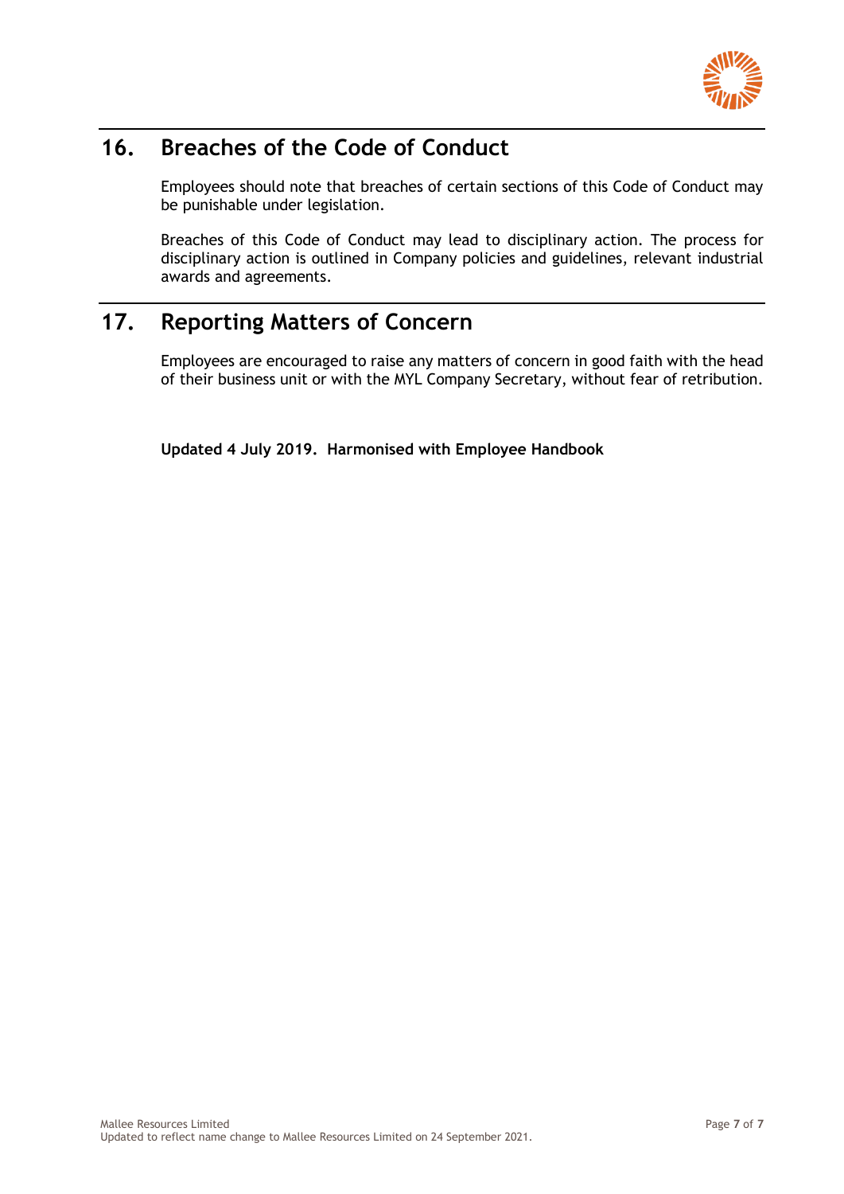## 16. Breaches of the Code of Conduct

Employees should note that breaches of certain sections of this Code of Conduct may be punishable under legislation.

Breaches of this Code of Conduct may lead to disciplinary action. The process for disciplinary action is outlined in Company policies and guidelines, relevant industrial awards and agreements.

## 17. Reporting Matters of Concern

Employees are encouraged to raise any matters of concern in good faith with the head of their business unit or with the MYL Company Secretary, without fear of retribution.

**Updated 4 July 2019. Harmonised with Employee Handbook**